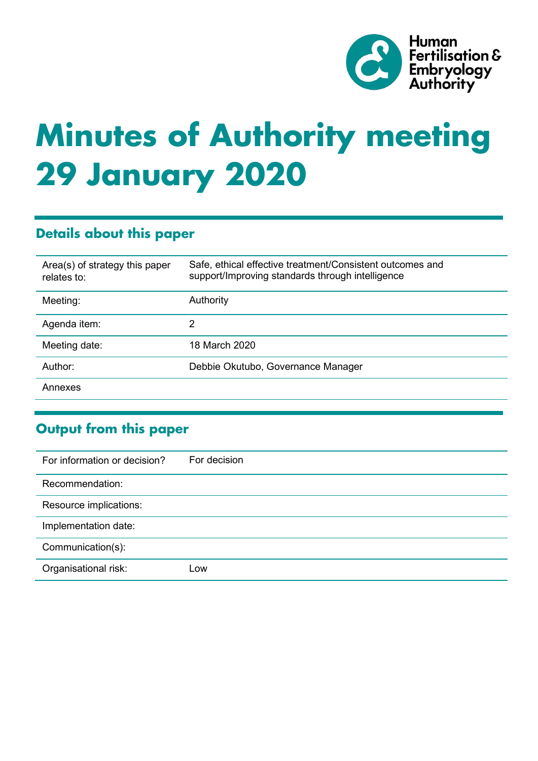Human Fertilisation & Embryology Authority

# Minutes of Authority meeting 29 January 2020

## Details about this paper

| | |
|---|---|
| Area(s) of strategy this paper relates to: | Safe, ethical effective treatment/Consistent outcomes and support/Improving standards through intelligence |
| Meeting: | Authority |
| Agenda item: | 2 |
| Meeting date: | 18 March 2020 |
| Author: | Debbie Okutubo, Governance Manager |
| Annexes | |

## Output from this paper

| | |
|---|---|
| For information or decision? | For decision |
| Recommendation: | |
| Resource implications: | |
| Implementation date: | |
| Communication(s): | |
| Organisational risk: | Low |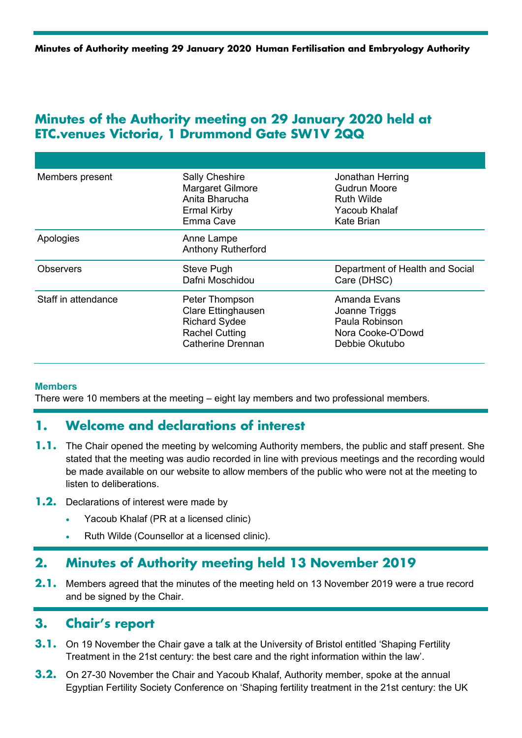# Minutes of the Authority meeting on 29 January 2020 held at ETC.venues Victoria, 1 Drummond Gate SW1V 2QQ

| | | |
|---|---|---|
| Members present | Sally Cheshire<br>Margaret Gilmore<br>Anita Bharucha<br>Ermal Kirby<br>Emma Cave | Jonathan Herring<br>Gudrun Moore<br>Ruth Wilde<br>Yacoub Khalaf<br>Kate Brian |
| Apologies | Anne Lampe<br>Anthony Rutherford | |
| Observers | Steve Pugh<br>Dafni Moschidou | Department of Health and Social Care (DHSC) |
| Staff in attendance | Peter Thompson<br>Clare Ettinghausen<br>Richard Sydee<br>Rachel Cutting<br>Catherine Drennan | Amanda Evans<br>Joanne Triggs<br>Paula Robinson<br>Nora Cooke-O'Dowd<br>Debbie Okutubo |

**Members**

There were 10 members at the meeting – eight lay members and two professional members.

## 1. Welcome and declarations of interest

**1.1.** The Chair opened the meeting by welcoming Authority members, the public and staff present. She stated that the meeting was audio recorded in line with previous meetings and the recording would be made available on our website to allow members of the public who were not at the meeting to listen to deliberations.

**1.2.** Declarations of interest were made by

- Yacoub Khalaf (PR at a licensed clinic)
- Ruth Wilde (Counsellor at a licensed clinic).

## 2. Minutes of Authority meeting held 13 November 2019

**2.1.** Members agreed that the minutes of the meeting held on 13 November 2019 were a true record and be signed by the Chair.

## 3. Chair's report

**3.1.** On 19 November the Chair gave a talk at the University of Bristol entitled 'Shaping Fertility Treatment in the 21st century: the best care and the right information within the law'.

**3.2.** On 27-30 November the Chair and Yacoub Khalaf, Authority member, spoke at the annual Egyptian Fertility Society Conference on 'Shaping fertility treatment in the 21st century: the UK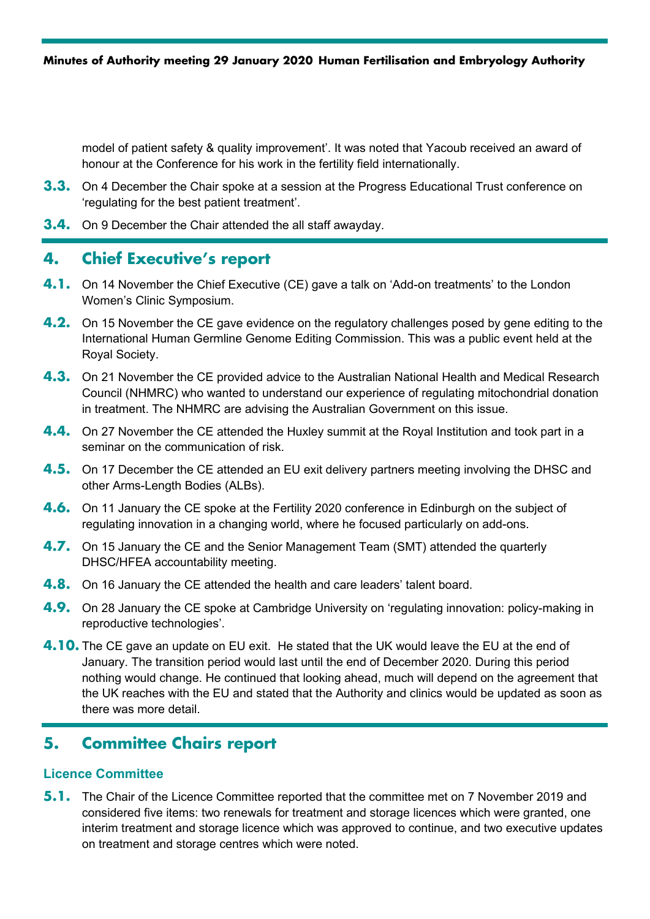model of patient safety & quality improvement'. It was noted that Yacoub received an award of honour at the Conference for his work in the fertility field internationally.

**3.3.** On 4 December the Chair spoke at a session at the Progress Educational Trust conference on 'regulating for the best patient treatment'.

**3.4.** On 9 December the Chair attended the all staff awayday.

## 4. Chief Executive's report

**4.1.** On 14 November the Chief Executive (CE) gave a talk on 'Add-on treatments' to the London Women's Clinic Symposium.

**4.2.** On 15 November the CE gave evidence on the regulatory challenges posed by gene editing to the International Human Germline Genome Editing Commission. This was a public event held at the Royal Society.

**4.3.** On 21 November the CE provided advice to the Australian National Health and Medical Research Council (NHMRC) who wanted to understand our experience of regulating mitochondrial donation in treatment. The NHMRC are advising the Australian Government on this issue.

**4.4.** On 27 November the CE attended the Huxley summit at the Royal Institution and took part in a seminar on the communication of risk.

**4.5.** On 17 December the CE attended an EU exit delivery partners meeting involving the DHSC and other Arms-Length Bodies (ALBs).

**4.6.** On 11 January the CE spoke at the Fertility 2020 conference in Edinburgh on the subject of regulating innovation in a changing world, where he focused particularly on add-ons.

**4.7.** On 15 January the CE and the Senior Management Team (SMT) attended the quarterly DHSC/HFEA accountability meeting.

**4.8.** On 16 January the CE attended the health and care leaders' talent board.

**4.9.** On 28 January the CE spoke at Cambridge University on 'regulating innovation: policy-making in reproductive technologies'.

**4.10.** The CE gave an update on EU exit. He stated that the UK would leave the EU at the end of January. The transition period would last until the end of December 2020. During this period nothing would change. He continued that looking ahead, much will depend on the agreement that the UK reaches with the EU and stated that the Authority and clinics would be updated as soon as there was more detail.

## 5. Committee Chairs report

### Licence Committee

**5.1.** The Chair of the Licence Committee reported that the committee met on 7 November 2019 and considered five items: two renewals for treatment and storage licences which were granted, one interim treatment and storage licence which was approved to continue, and two executive updates on treatment and storage centres which were noted.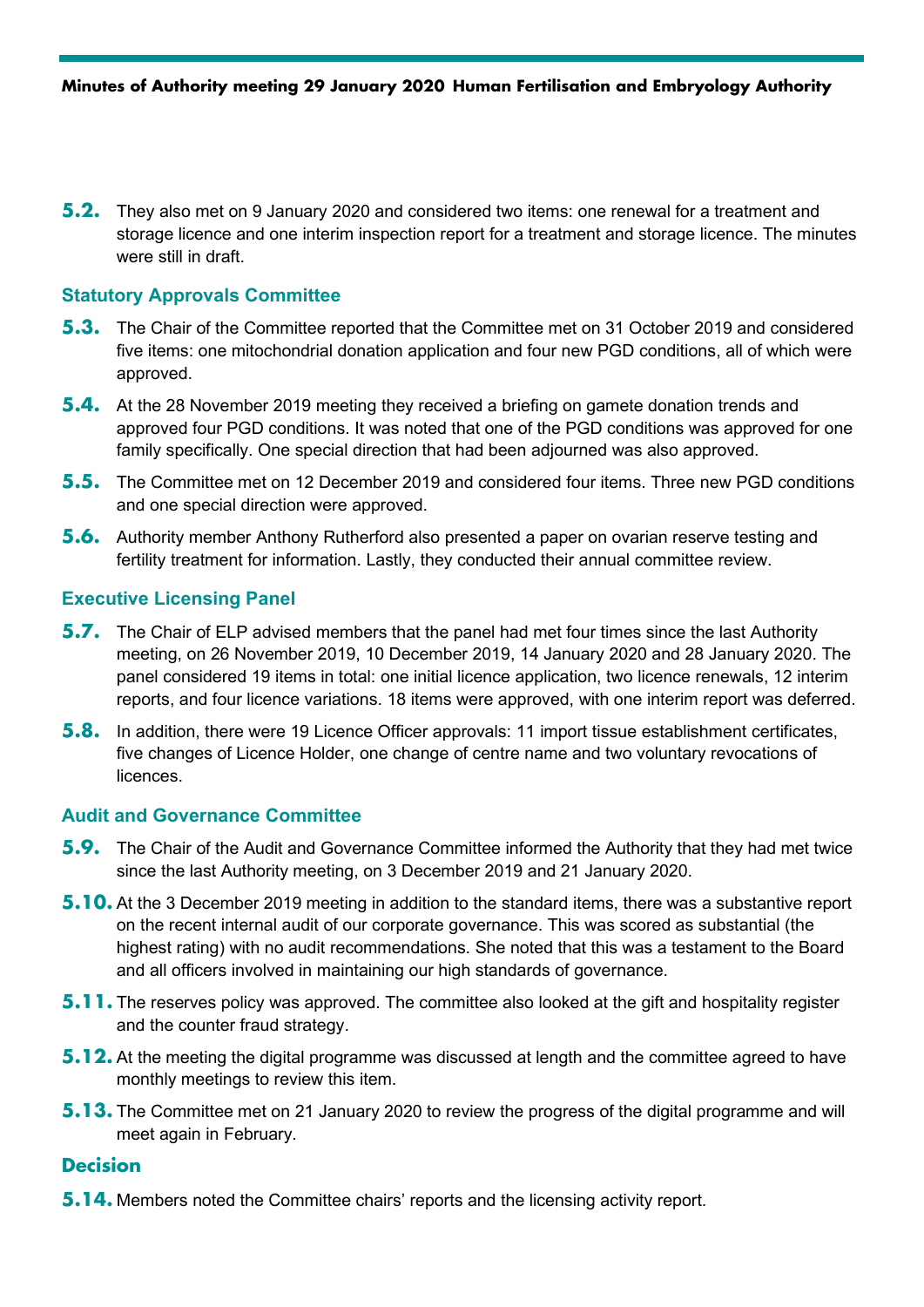**5.2.** They also met on 9 January 2020 and considered two items: one renewal for a treatment and storage licence and one interim inspection report for a treatment and storage licence. The minutes were still in draft.

### Statutory Approvals Committee

**5.3.** The Chair of the Committee reported that the Committee met on 31 October 2019 and considered five items: one mitochondrial donation application and four new PGD conditions, all of which were approved.

**5.4.** At the 28 November 2019 meeting they received a briefing on gamete donation trends and approved four PGD conditions. It was noted that one of the PGD conditions was approved for one family specifically. One special direction that had been adjourned was also approved.

**5.5.** The Committee met on 12 December 2019 and considered four items. Three new PGD conditions and one special direction were approved.

**5.6.** Authority member Anthony Rutherford also presented a paper on ovarian reserve testing and fertility treatment for information. Lastly, they conducted their annual committee review.

### Executive Licensing Panel

**5.7.** The Chair of ELP advised members that the panel had met four times since the last Authority meeting, on 26 November 2019, 10 December 2019, 14 January 2020 and 28 January 2020. The panel considered 19 items in total: one initial licence application, two licence renewals, 12 interim reports, and four licence variations. 18 items were approved, with one interim report was deferred.

**5.8.** In addition, there were 19 Licence Officer approvals: 11 import tissue establishment certificates, five changes of Licence Holder, one change of centre name and two voluntary revocations of licences.

### Audit and Governance Committee

**5.9.** The Chair of the Audit and Governance Committee informed the Authority that they had met twice since the last Authority meeting, on 3 December 2019 and 21 January 2020.

**5.10.** At the 3 December 2019 meeting in addition to the standard items, there was a substantive report on the recent internal audit of our corporate governance. This was scored as substantial (the highest rating) with no audit recommendations. She noted that this was a testament to the Board and all officers involved in maintaining our high standards of governance.

**5.11.** The reserves policy was approved. The committee also looked at the gift and hospitality register and the counter fraud strategy.

**5.12.** At the meeting the digital programme was discussed at length and the committee agreed to have monthly meetings to review this item.

**5.13.** The Committee met on 21 January 2020 to review the progress of the digital programme and will meet again in February.

### Decision

**5.14.** Members noted the Committee chairs' reports and the licensing activity report.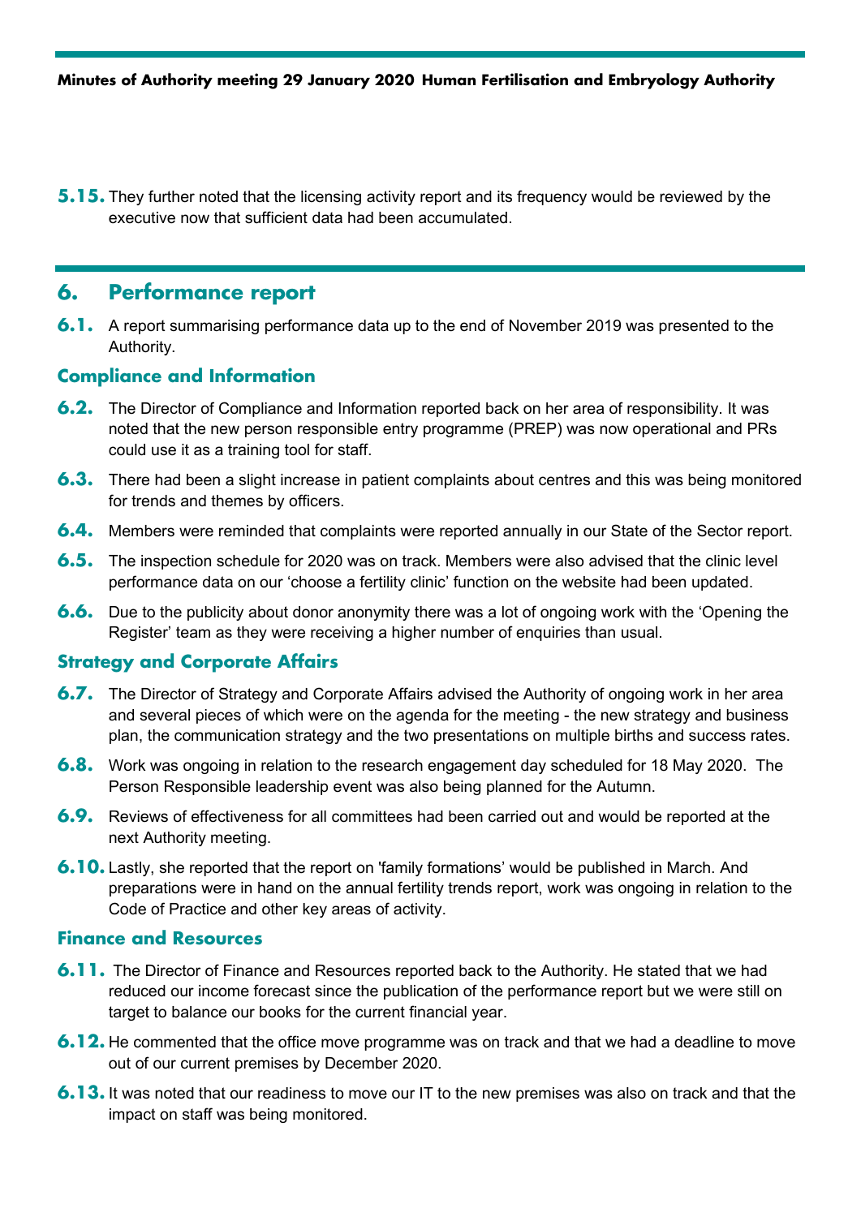**5.15.** They further noted that the licensing activity report and its frequency would be reviewed by the executive now that sufficient data had been accumulated.

## 6. Performance report

**6.1.** A report summarising performance data up to the end of November 2019 was presented to the Authority.

### Compliance and Information

**6.2.** The Director of Compliance and Information reported back on her area of responsibility. It was noted that the new person responsible entry programme (PREP) was now operational and PRs could use it as a training tool for staff.

**6.3.** There had been a slight increase in patient complaints about centres and this was being monitored for trends and themes by officers.

**6.4.** Members were reminded that complaints were reported annually in our State of the Sector report.

**6.5.** The inspection schedule for 2020 was on track. Members were also advised that the clinic level performance data on our 'choose a fertility clinic' function on the website had been updated.

**6.6.** Due to the publicity about donor anonymity there was a lot of ongoing work with the 'Opening the Register' team as they were receiving a higher number of enquiries than usual.

### Strategy and Corporate Affairs

**6.7.** The Director of Strategy and Corporate Affairs advised the Authority of ongoing work in her area and several pieces of which were on the agenda for the meeting - the new strategy and business plan, the communication strategy and the two presentations on multiple births and success rates.

**6.8.** Work was ongoing in relation to the research engagement day scheduled for 18 May 2020. The Person Responsible leadership event was also being planned for the Autumn.

**6.9.** Reviews of effectiveness for all committees had been carried out and would be reported at the next Authority meeting.

**6.10.** Lastly, she reported that the report on 'family formations' would be published in March. And preparations were in hand on the annual fertility trends report, work was ongoing in relation to the Code of Practice and other key areas of activity.

### Finance and Resources

**6.11.** The Director of Finance and Resources reported back to the Authority. He stated that we had reduced our income forecast since the publication of the performance report but we were still on target to balance our books for the current financial year.

**6.12.** He commented that the office move programme was on track and that we had a deadline to move out of our current premises by December 2020.

**6.13.** It was noted that our readiness to move our IT to the new premises was also on track and that the impact on staff was being monitored.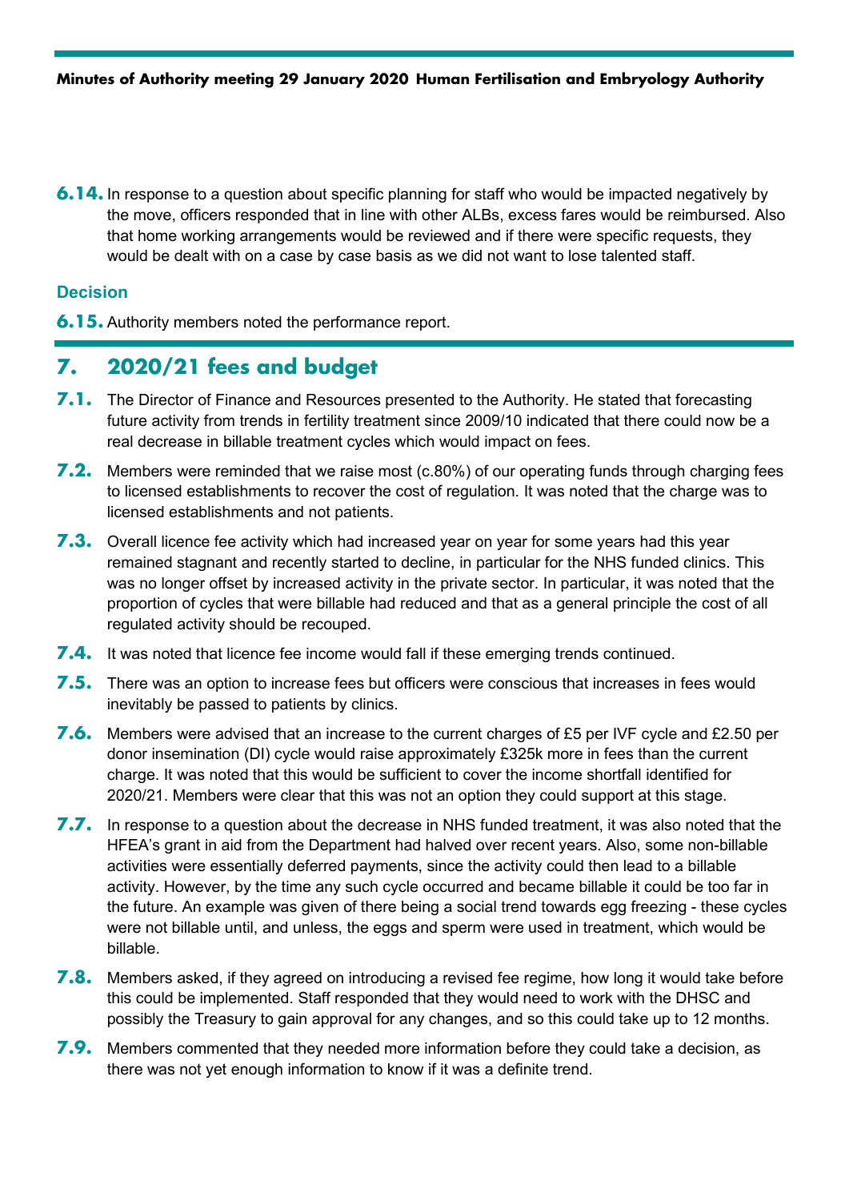**6.14.** In response to a question about specific planning for staff who would be impacted negatively by the move, officers responded that in line with other ALBs, excess fares would be reimbursed. Also that home working arrangements would be reviewed and if there were specific requests, they would be dealt with on a case by case basis as we did not want to lose talented staff.

### Decision

**6.15.** Authority members noted the performance report.

## 7. 2020/21 fees and budget

**7.1.** The Director of Finance and Resources presented to the Authority. He stated that forecasting future activity from trends in fertility treatment since 2009/10 indicated that there could now be a real decrease in billable treatment cycles which would impact on fees.

**7.2.** Members were reminded that we raise most (c.80%) of our operating funds through charging fees to licensed establishments to recover the cost of regulation. It was noted that the charge was to licensed establishments and not patients.

**7.3.** Overall licence fee activity which had increased year on year for some years had this year remained stagnant and recently started to decline, in particular for the NHS funded clinics. This was no longer offset by increased activity in the private sector. In particular, it was noted that the proportion of cycles that were billable had reduced and that as a general principle the cost of all regulated activity should be recouped.

**7.4.** It was noted that licence fee income would fall if these emerging trends continued.

**7.5.** There was an option to increase fees but officers were conscious that increases in fees would inevitably be passed to patients by clinics.

**7.6.** Members were advised that an increase to the current charges of £5 per IVF cycle and £2.50 per donor insemination (DI) cycle would raise approximately £325k more in fees than the current charge. It was noted that this would be sufficient to cover the income shortfall identified for 2020/21. Members were clear that this was not an option they could support at this stage.

**7.7.** In response to a question about the decrease in NHS funded treatment, it was also noted that the HFEA's grant in aid from the Department had halved over recent years. Also, some non-billable activities were essentially deferred payments, since the activity could then lead to a billable activity. However, by the time any such cycle occurred and became billable it could be too far in the future. An example was given of there being a social trend towards egg freezing - these cycles were not billable until, and unless, the eggs and sperm were used in treatment, which would be billable.

**7.8.** Members asked, if they agreed on introducing a revised fee regime, how long it would take before this could be implemented. Staff responded that they would need to work with the DHSC and possibly the Treasury to gain approval for any changes, and so this could take up to 12 months.

**7.9.** Members commented that they needed more information before they could take a decision, as there was not yet enough information to know if it was a definite trend.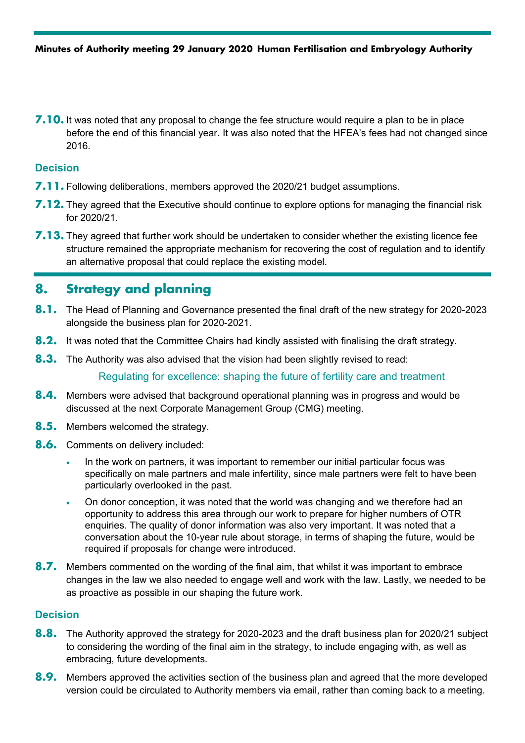**7.10.** It was noted that any proposal to change the fee structure would require a plan to be in place before the end of this financial year. It was also noted that the HFEA's fees had not changed since 2016.

### Decision

**7.11.** Following deliberations, members approved the 2020/21 budget assumptions.

**7.12.** They agreed that the Executive should continue to explore options for managing the financial risk for 2020/21.

**7.13.** They agreed that further work should be undertaken to consider whether the existing licence fee structure remained the appropriate mechanism for recovering the cost of regulation and to identify an alternative proposal that could replace the existing model.

## 8. Strategy and planning

**8.1.** The Head of Planning and Governance presented the final draft of the new strategy for 2020-2023 alongside the business plan for 2020-2021.

**8.2.** It was noted that the Committee Chairs had kindly assisted with finalising the draft strategy.

**8.3.** The Authority was also advised that the vision had been slightly revised to read:

Regulating for excellence: shaping the future of fertility care and treatment

**8.4.** Members were advised that background operational planning was in progress and would be discussed at the next Corporate Management Group (CMG) meeting.

**8.5.** Members welcomed the strategy.

**8.6.** Comments on delivery included:

- In the work on partners, it was important to remember our initial particular focus was specifically on male partners and male infertility, since male partners were felt to have been particularly overlooked in the past.
- On donor conception, it was noted that the world was changing and we therefore had an opportunity to address this area through our work to prepare for higher numbers of OTR enquiries. The quality of donor information was also very important. It was noted that a conversation about the 10-year rule about storage, in terms of shaping the future, would be required if proposals for change were introduced.

**8.7.** Members commented on the wording of the final aim, that whilst it was important to embrace changes in the law we also needed to engage well and work with the law. Lastly, we needed to be as proactive as possible in our shaping the future work.

### Decision

**8.8.** The Authority approved the strategy for 2020-2023 and the draft business plan for 2020/21 subject to considering the wording of the final aim in the strategy, to include engaging with, as well as embracing, future developments.

**8.9.** Members approved the activities section of the business plan and agreed that the more developed version could be circulated to Authority members via email, rather than coming back to a meeting.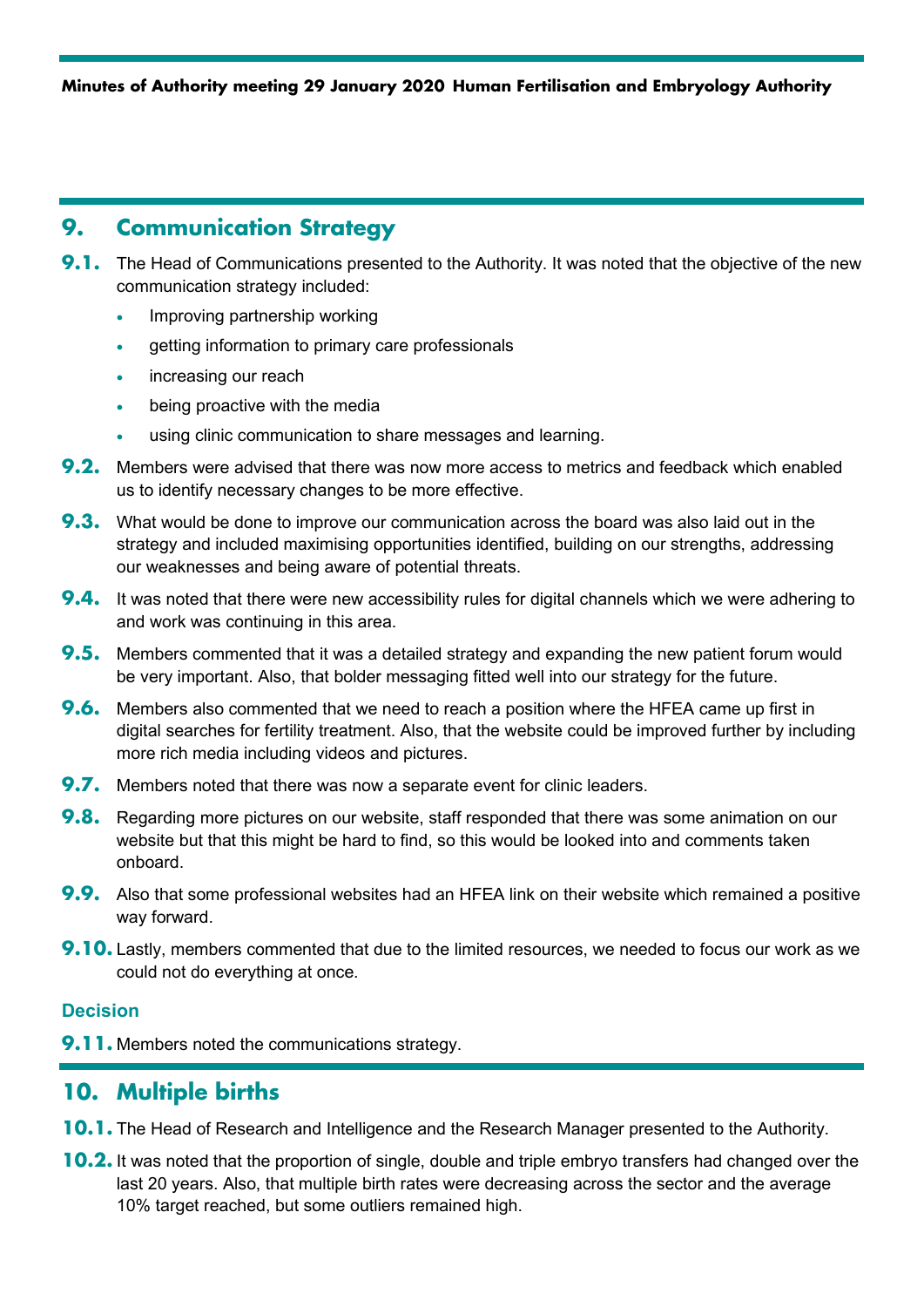## 9. Communication Strategy

**9.1.** The Head of Communications presented to the Authority. It was noted that the objective of the new communication strategy included:

- Improving partnership working
- getting information to primary care professionals
- increasing our reach
- being proactive with the media
- using clinic communication to share messages and learning.

**9.2.** Members were advised that there was now more access to metrics and feedback which enabled us to identify necessary changes to be more effective.

**9.3.** What would be done to improve our communication across the board was also laid out in the strategy and included maximising opportunities identified, building on our strengths, addressing our weaknesses and being aware of potential threats.

**9.4.** It was noted that there were new accessibility rules for digital channels which we were adhering to and work was continuing in this area.

**9.5.** Members commented that it was a detailed strategy and expanding the new patient forum would be very important. Also, that bolder messaging fitted well into our strategy for the future.

**9.6.** Members also commented that we need to reach a position where the HFEA came up first in digital searches for fertility treatment. Also, that the website could be improved further by including more rich media including videos and pictures.

**9.7.** Members noted that there was now a separate event for clinic leaders.

**9.8.** Regarding more pictures on our website, staff responded that there was some animation on our website but that this might be hard to find, so this would be looked into and comments taken onboard.

**9.9.** Also that some professional websites had an HFEA link on their website which remained a positive way forward.

**9.10.** Lastly, members commented that due to the limited resources, we needed to focus our work as we could not do everything at once.

### Decision

**9.11.** Members noted the communications strategy.

## 10. Multiple births

**10.1.** The Head of Research and Intelligence and the Research Manager presented to the Authority.

**10.2.** It was noted that the proportion of single, double and triple embryo transfers had changed over the last 20 years. Also, that multiple birth rates were decreasing across the sector and the average 10% target reached, but some outliers remained high.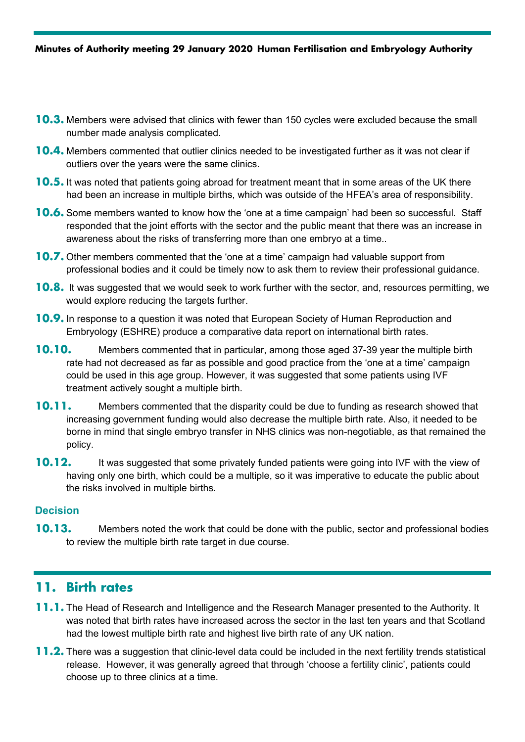**10.3.** Members were advised that clinics with fewer than 150 cycles were excluded because the small number made analysis complicated.

**10.4.** Members commented that outlier clinics needed to be investigated further as it was not clear if outliers over the years were the same clinics.

**10.5.** It was noted that patients going abroad for treatment meant that in some areas of the UK there had been an increase in multiple births, which was outside of the HFEA's area of responsibility.

**10.6.** Some members wanted to know how the 'one at a time campaign' had been so successful. Staff responded that the joint efforts with the sector and the public meant that there was an increase in awareness about the risks of transferring more than one embryo at a time..

**10.7.** Other members commented that the 'one at a time' campaign had valuable support from professional bodies and it could be timely now to ask them to review their professional guidance.

**10.8.** It was suggested that we would seek to work further with the sector, and, resources permitting, we would explore reducing the targets further.

**10.9.** In response to a question it was noted that European Society of Human Reproduction and Embryology (ESHRE) produce a comparative data report on international birth rates.

**10.10.** Members commented that in particular, among those aged 37-39 year the multiple birth rate had not decreased as far as possible and good practice from the 'one at a time' campaign could be used in this age group. However, it was suggested that some patients using IVF treatment actively sought a multiple birth.

**10.11.** Members commented that the disparity could be due to funding as research showed that increasing government funding would also decrease the multiple birth rate. Also, it needed to be borne in mind that single embryo transfer in NHS clinics was non-negotiable, as that remained the policy.

**10.12.** It was suggested that some privately funded patients were going into IVF with the view of having only one birth, which could be a multiple, so it was imperative to educate the public about the risks involved in multiple births.

### Decision

**10.13.** Members noted the work that could be done with the public, sector and professional bodies to review the multiple birth rate target in due course.

## 11. Birth rates

**11.1.** The Head of Research and Intelligence and the Research Manager presented to the Authority. It was noted that birth rates have increased across the sector in the last ten years and that Scotland had the lowest multiple birth rate and highest live birth rate of any UK nation.

**11.2.** There was a suggestion that clinic-level data could be included in the next fertility trends statistical release. However, it was generally agreed that through 'choose a fertility clinic', patients could choose up to three clinics at a time.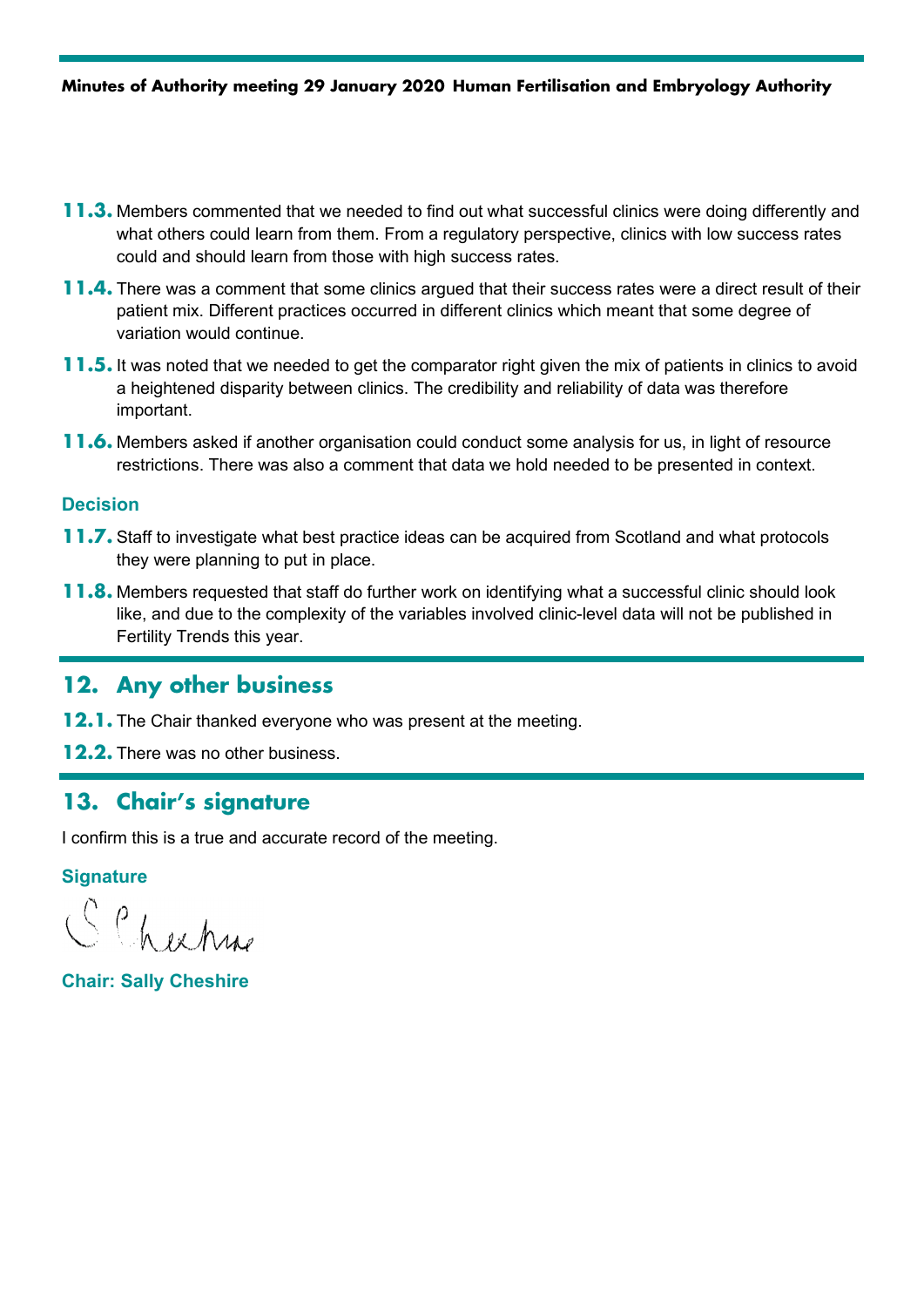**11.3.** Members commented that we needed to find out what successful clinics were doing differently and what others could learn from them. From a regulatory perspective, clinics with low success rates could and should learn from those with high success rates.

**11.4.** There was a comment that some clinics argued that their success rates were a direct result of their patient mix. Different practices occurred in different clinics which meant that some degree of variation would continue.

**11.5.** It was noted that we needed to get the comparator right given the mix of patients in clinics to avoid a heightened disparity between clinics. The credibility and reliability of data was therefore important.

**11.6.** Members asked if another organisation could conduct some analysis for us, in light of resource restrictions. There was also a comment that data we hold needed to be presented in context.

### Decision

**11.7.** Staff to investigate what best practice ideas can be acquired from Scotland and what protocols they were planning to put in place.

**11.8.** Members requested that staff do further work on identifying what a successful clinic should look like, and due to the complexity of the variables involved clinic-level data will not be published in Fertility Trends this year.

## 12. Any other business

**12.1.** The Chair thanked everyone who was present at the meeting.

**12.2.** There was no other business.

## 13. Chair's signature

I confirm this is a true and accurate record of the meeting.

### Signature

S Cheshire

**Chair: Sally Cheshire**